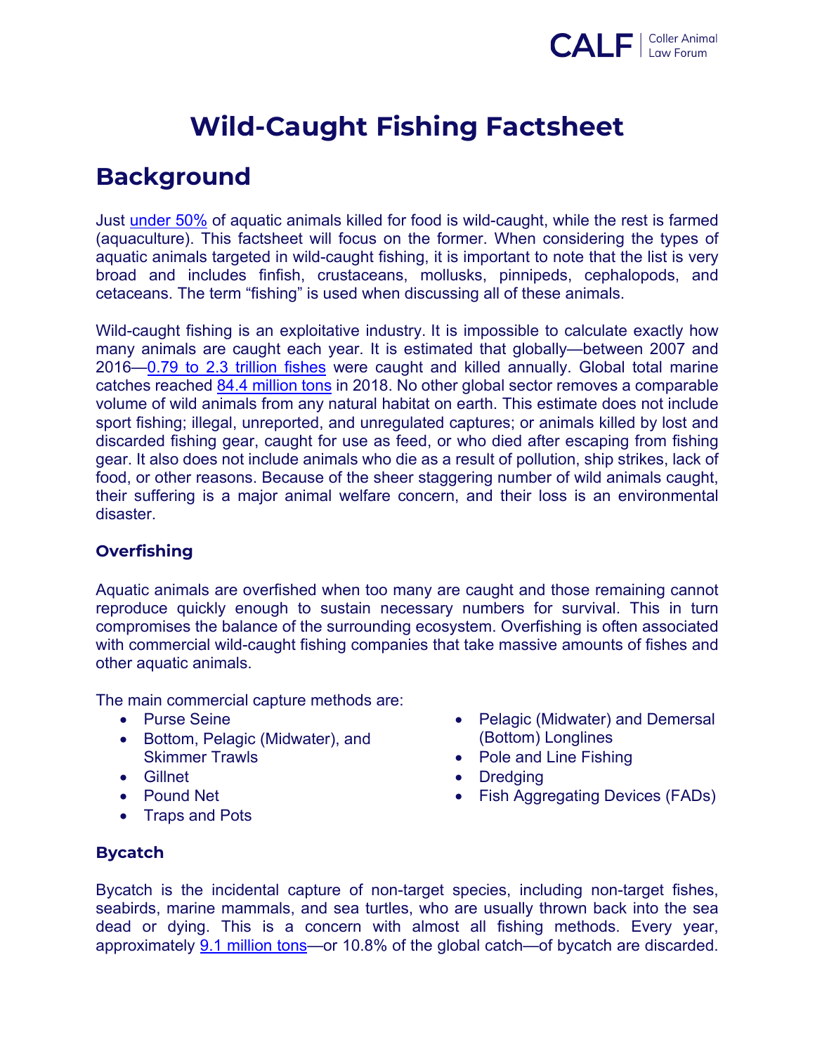# Wild-Caught Fishing Factsheet

## Background

Just under 50% of aquatic animals killed for food is wild-caught, while the rest is farmed (aquaculture). This factsheet will focus on the former. When considering the types of aquatic animals targeted in wild-caught fishing, it is important to note that the list is very broad and includes finfish, crustaceans, mollusks, pinnipeds, cephalopods, and cetaceans. The term “fishing” is used when discussing all of these animals.

Wild-caught fishing is an exploitative industry. It is impossible to calculate exactly how many animals are caught each year. It is estimated that globally—between 2007 and 2016—0.79 to 2.3 trillion fishes were caught and killed annually. Global total marine catches reached 84.4 million tons in 2018. No other global sector removes a comparable volume of wild animals from any natural habitat on earth. This estimate does not include sport fishing; illegal, unreported, and unregulated captures; or animals killed by lost and discarded fishing gear, caught for use as feed, or who died after escaping from fishing gear. It also does not include animals who die as a result of pollution, ship strikes, lack of food, or other reasons. Because of the sheer staggering number of wild animals caught, their suffering is a major animal welfare concern, and their loss is an environmental disaster.

### Overfishing

Aquatic animals are overfished when too many are caught and those remaining cannot reproduce quickly enough to sustain necessary numbers for survival. This in turn compromises the balance of the surrounding ecosystem. Overfishing is often associated with commercial wild-caught fishing companies that take massive amounts of fishes and other aquatic animals.

The main commercial capture methods are:

- Purse Seine
- Bottom, Pelagic (Midwater), and Skimmer Trawls
- Gillnet
- Pound Net
- Traps and Pots
- Pelagic (Midwater) and Demersal (Bottom) Longlines
- Pole and Line Fishing
- Dredging
- Fish Aggregating Devices (FADs)

### Bycatch

Bycatch is the incidental capture of non-target species, including non-target fishes, seabirds, marine mammals, and sea turtles, who are usually thrown back into the sea dead or dying. This is a concern with almost all fishing methods. Every year, approximately 9.1 million tons—or 10.8% of the global catch—of bycatch are discarded.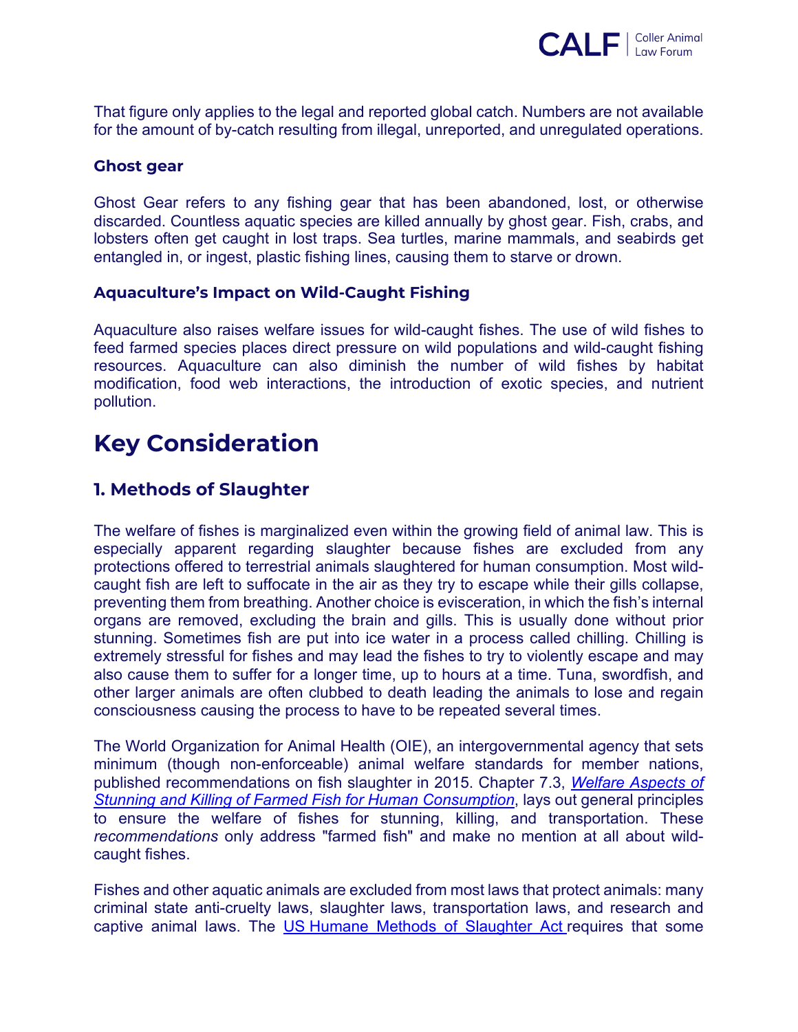That figure only applies to the legal and reported global catch. Numbers are not available for the amount of by-catch resulting from illegal, unreported, and unregulated operations.

### Ghost gear

Ghost Gear refers to any fishing gear that has been abandoned, lost, or otherwise discarded. Countless aquatic species are killed annually by ghost gear. Fish, crabs, and lobsters often get caught in lost traps. Sea turtles, marine mammals, and seabirds get entangled in, or ingest, plastic fishing lines, causing them to starve or drown.

### Aquaculture's Impact on Wild-Caught Fishing

Aquaculture also raises welfare issues for wild-caught fishes. The use of wild fishes to feed farmed species places direct pressure on wild populations and wild-caught fishing resources. Aquaculture can also diminish the number of wild fishes by habitat modification, food web interactions, the introduction of exotic species, and nutrient pollution.

# Key Consideration

## 1. Methods of Slaughter

The welfare of fishes is marginalized even within the growing field of animal law. This is especially apparent regarding slaughter because fishes are excluded from any protections offered to terrestrial animals slaughtered for human consumption. Most wild-caught fish are left to suffocate in the air as they try to escape while their gills collapse, preventing them from breathing. Another choice is evisceration, in which the fish's internal organs are removed, excluding the brain and gills. This is usually done without prior stunning. Sometimes fish are put into ice water in a process called chilling. Chilling is extremely stressful for fishes and may lead the fishes to try to violently escape and may also cause them to suffer for a longer time, up to hours at a time. Tuna, swordfish, and other larger animals are often clubbed to death leading the animals to lose and regain consciousness causing the process to have to be repeated several times.

The World Organization for Animal Health (OIE), an intergovernmental agency that sets minimum (though non-enforceable) animal welfare standards for member nations, published recommendations on fish slaughter in 2015. Chapter 7.3, *Welfare Aspects of Stunning and Killing of Farmed Fish for Human Consumption*, lays out general principles to ensure the welfare of fishes for stunning, killing, and transportation. These *recommendations* only address "farmed fish" and make no mention at all about wild-caught fishes.

Fishes and other aquatic animals are excluded from most laws that protect animals: many criminal state anti-cruelty laws, slaughter laws, transportation laws, and research and captive animal laws. The US Humane Methods of Slaughter Act requires that some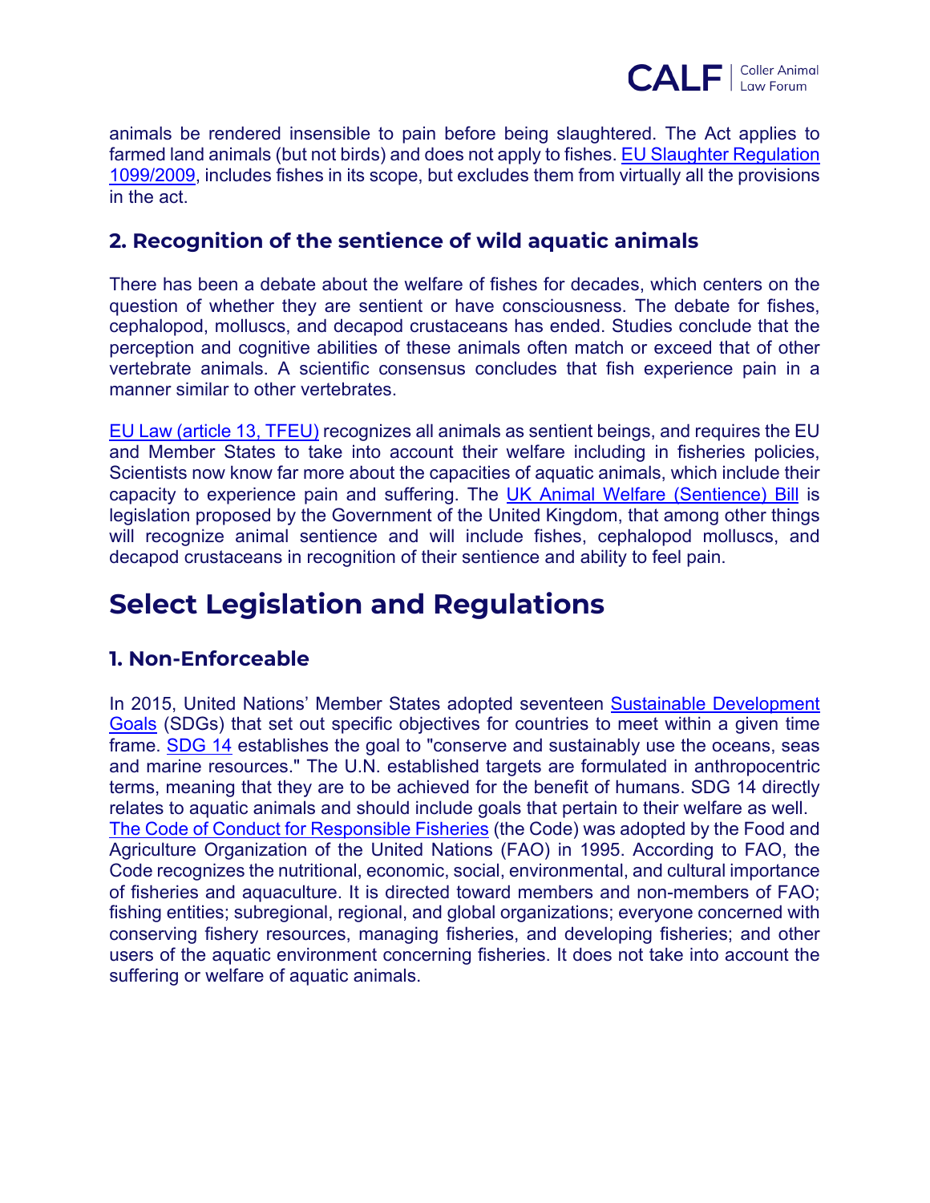animals be rendered insensible to pain before being slaughtered. The Act applies to farmed land animals (but not birds) and does not apply to fishes. EU Slaughter Regulation 1099/2009, includes fishes in its scope, but excludes them from virtually all the provisions in the act.

### 2. Recognition of the sentience of wild aquatic animals

There has been a debate about the welfare of fishes for decades, which centers on the question of whether they are sentient or have consciousness. The debate for fishes, cephalopod, molluscs, and decapod crustaceans has ended. Studies conclude that the perception and cognitive abilities of these animals often match or exceed that of other vertebrate animals. A scientific consensus concludes that fish experience pain in a manner similar to other vertebrates.

EU Law (article 13, TFEU) recognizes all animals as sentient beings, and requires the EU and Member States to take into account their welfare including in fisheries policies, Scientists now know far more about the capacities of aquatic animals, which include their capacity to experience pain and suffering. The UK Animal Welfare (Sentience) Bill is legislation proposed by the Government of the United Kingdom, that among other things will recognize animal sentience and will include fishes, cephalopod molluscs, and decapod crustaceans in recognition of their sentience and ability to feel pain.

## Select Legislation and Regulations

### 1. Non-Enforceable

In 2015, United Nations' Member States adopted seventeen Sustainable Development Goals (SDGs) that set out specific objectives for countries to meet within a given time frame. SDG 14 establishes the goal to "conserve and sustainably use the oceans, seas and marine resources." The U.N. established targets are formulated in anthropocentric terms, meaning that they are to be achieved for the benefit of humans. SDG 14 directly relates to aquatic animals and should include goals that pertain to their welfare as well.
The Code of Conduct for Responsible Fisheries (the Code) was adopted by the Food and Agriculture Organization of the United Nations (FAO) in 1995. According to FAO, the Code recognizes the nutritional, economic, social, environmental, and cultural importance of fisheries and aquaculture. It is directed toward members and non-members of FAO; fishing entities; subregional, regional, and global organizations; everyone concerned with conserving fishery resources, managing fisheries, and developing fisheries; and other users of the aquatic environment concerning fisheries. It does not take into account the suffering or welfare of aquatic animals.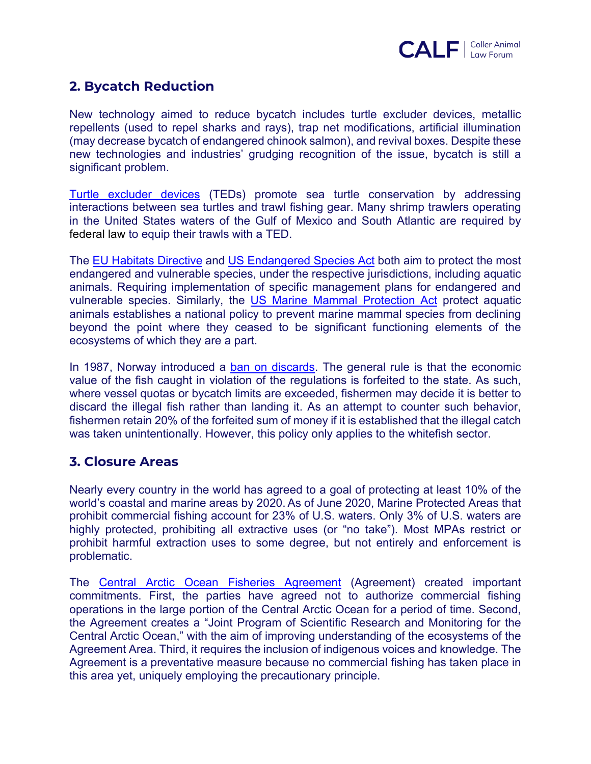## 2. Bycatch Reduction

New technology aimed to reduce bycatch includes turtle excluder devices, metallic repellents (used to repel sharks and rays), trap net modifications, artificial illumination (may decrease bycatch of endangered chinook salmon), and revival boxes. Despite these new technologies and industries' grudging recognition of the issue, bycatch is still a significant problem.

Turtle excluder devices (TEDs) promote sea turtle conservation by addressing interactions between sea turtles and trawl fishing gear. Many shrimp trawlers operating in the United States waters of the Gulf of Mexico and South Atlantic are required by federal law to equip their trawls with a TED.

The EU Habitats Directive and US Endangered Species Act both aim to protect the most endangered and vulnerable species, under the respective jurisdictions, including aquatic animals. Requiring implementation of specific management plans for endangered and vulnerable species. Similarly, the US Marine Mammal Protection Act protect aquatic animals establishes a national policy to prevent marine mammal species from declining beyond the point where they ceased to be significant functioning elements of the ecosystems of which they are a part.

In 1987, Norway introduced a ban on discards. The general rule is that the economic value of the fish caught in violation of the regulations is forfeited to the state. As such, where vessel quotas or bycatch limits are exceeded, fishermen may decide it is better to discard the illegal fish rather than landing it. As an attempt to counter such behavior, fishermen retain 20% of the forfeited sum of money if it is established that the illegal catch was taken unintentionally. However, this policy only applies to the whitefish sector.

## 3. Closure Areas

Nearly every country in the world has agreed to a goal of protecting at least 10% of the world's coastal and marine areas by 2020. As of June 2020, Marine Protected Areas that prohibit commercial fishing account for 23% of U.S. waters. Only 3% of U.S. waters are highly protected, prohibiting all extractive uses (or "no take"). Most MPAs restrict or prohibit harmful extraction uses to some degree, but not entirely and enforcement is problematic.

The Central Arctic Ocean Fisheries Agreement (Agreement) created important commitments. First, the parties have agreed not to authorize commercial fishing operations in the large portion of the Central Arctic Ocean for a period of time. Second, the Agreement creates a "Joint Program of Scientific Research and Monitoring for the Central Arctic Ocean," with the aim of improving understanding of the ecosystems of the Agreement Area. Third, it requires the inclusion of indigenous voices and knowledge. The Agreement is a preventative measure because no commercial fishing has taken place in this area yet, uniquely employing the precautionary principle.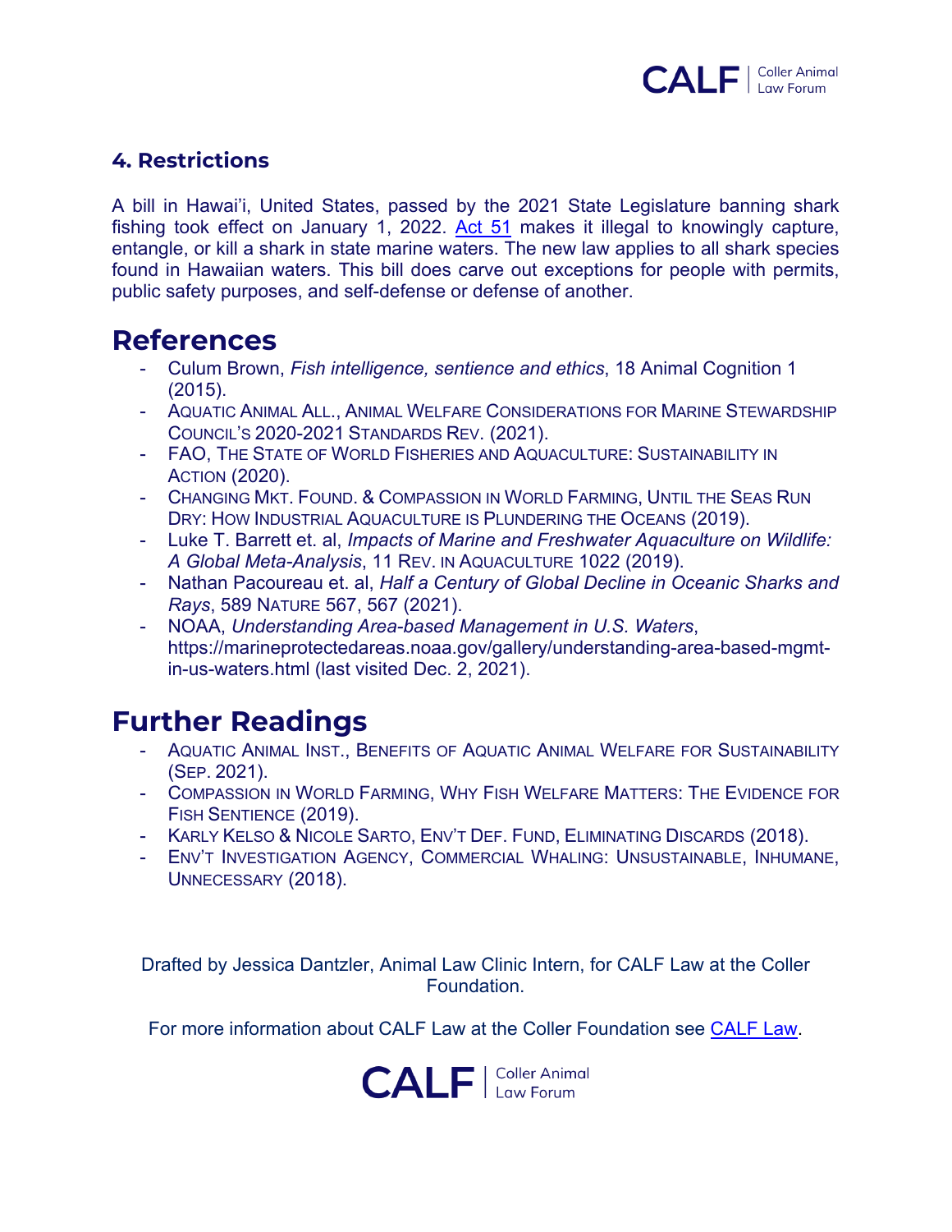### 4. Restrictions

A bill in Hawai'i, United States, passed by the 2021 State Legislature banning shark fishing took effect on January 1, 2022. Act 51 makes it illegal to knowingly capture, entangle, or kill a shark in state marine waters. The new law applies to all shark species found in Hawaiian waters. This bill does carve out exceptions for people with permits, public safety purposes, and self-defense or defense of another.

# References

- Culum Brown, *Fish intelligence, sentience and ethics*, 18 Animal Cognition 1 (2015).
- Aquatic Animal All., Animal Welfare Considerations for Marine Stewardship Council's 2020-2021 Standards Rev. (2021).
- FAO, The State of World Fisheries and Aquaculture: Sustainability in Action (2020).
- Changing Mkt. Found. & Compassion in World Farming, Until the Seas Run Dry: How Industrial Aquaculture is Plundering the Oceans (2019).
- Luke T. Barrett et. al, *Impacts of Marine and Freshwater Aquaculture on Wildlife: A Global Meta-Analysis*, 11 Rev. in Aquaculture 1022 (2019).
- Nathan Pacoureau et. al, *Half a Century of Global Decline in Oceanic Sharks and Rays*, 589 Nature 567, 567 (2021).
- NOAA, *Understanding Area-based Management in U.S. Waters*, https://marineprotectedareas.noaa.gov/gallery/understanding-area-based-mgmt-in-us-waters.html (last visited Dec. 2, 2021).

# Further Readings

- Aquatic Animal Inst., Benefits of Aquatic Animal Welfare for Sustainability (Sep. 2021).
- Compassion in World Farming, Why Fish Welfare Matters: The Evidence for Fish Sentience (2019).
- Karly Kelso & Nicole Sarto, Env't Def. Fund, Eliminating Discards (2018).
- Env't Investigation Agency, Commercial Whaling: Unsustainable, Inhumane, Unnecessary (2018).

Drafted by Jessica Dantzler, Animal Law Clinic Intern, for CALF Law at the Coller Foundation.

For more information about CALF Law at the Coller Foundation see CALF Law.

CALF | Coller Animal Law Forum